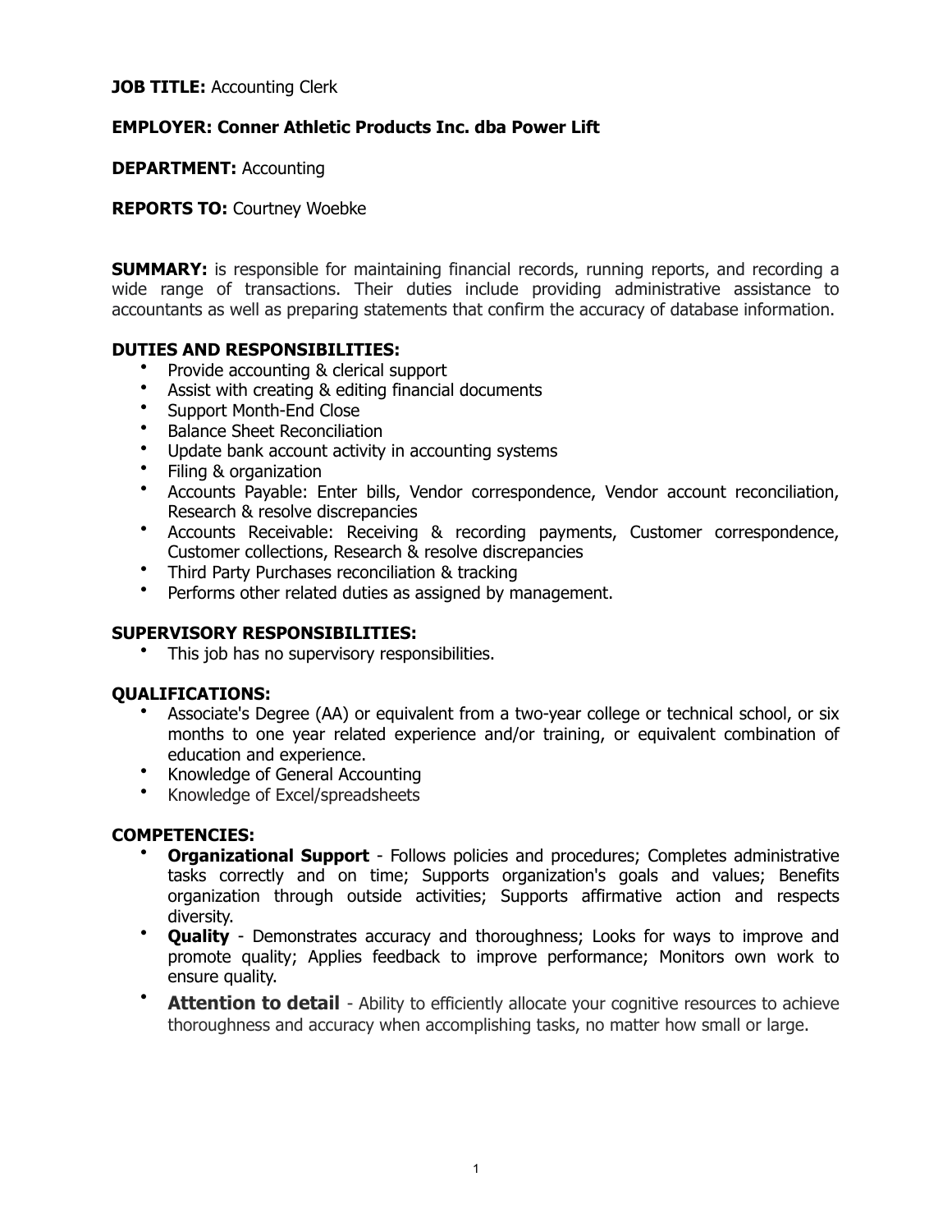**JOB TITLE:** Accounting Clerk

**EMPLOYER: Conner Athletic Products Inc. dba Power Lift**

**DEPARTMENT:** Accounting

**REPORTS TO:** Courtney Woebke

**SUMMARY:** is responsible for maintaining financial records, running reports, and recording a wide range of transactions. Their duties include providing administrative assistance to accountants as well as preparing statements that confirm the accuracy of database information.

**DUTIES AND RESPONSIBILITIES:**

- Provide accounting & clerical support
- Assist with creating & editing financial documents
- Support Month-End Close
- Balance Sheet Reconciliation
- Update bank account activity in accounting systems
- Filing & organization
- Accounts Payable: Enter bills, Vendor correspondence, Vendor account reconciliation, Research & resolve discrepancies
- Accounts Receivable: Receiving & recording payments, Customer correspondence, Customer collections, Research & resolve discrepancies
- Third Party Purchases reconciliation & tracking
- Performs other related duties as assigned by management.

**SUPERVISORY RESPONSIBILITIES:**

- This job has no supervisory responsibilities.

**QUALIFICATIONS:**

- Associate's Degree (AA) or equivalent from a two-year college or technical school, or six months to one year related experience and/or training, or equivalent combination of education and experience.
- Knowledge of General Accounting
- Knowledge of Excel/spreadsheets

**COMPETENCIES:**

- **Organizational Support** - Follows policies and procedures; Completes administrative tasks correctly and on time; Supports organization's goals and values; Benefits organization through outside activities; Supports affirmative action and respects diversity.
- **Quality** - Demonstrates accuracy and thoroughness; Looks for ways to improve and promote quality; Applies feedback to improve performance; Monitors own work to ensure quality.
- **Attention to detail** - Ability to efficiently allocate your cognitive resources to achieve thoroughness and accuracy when accomplishing tasks, no matter how small or large.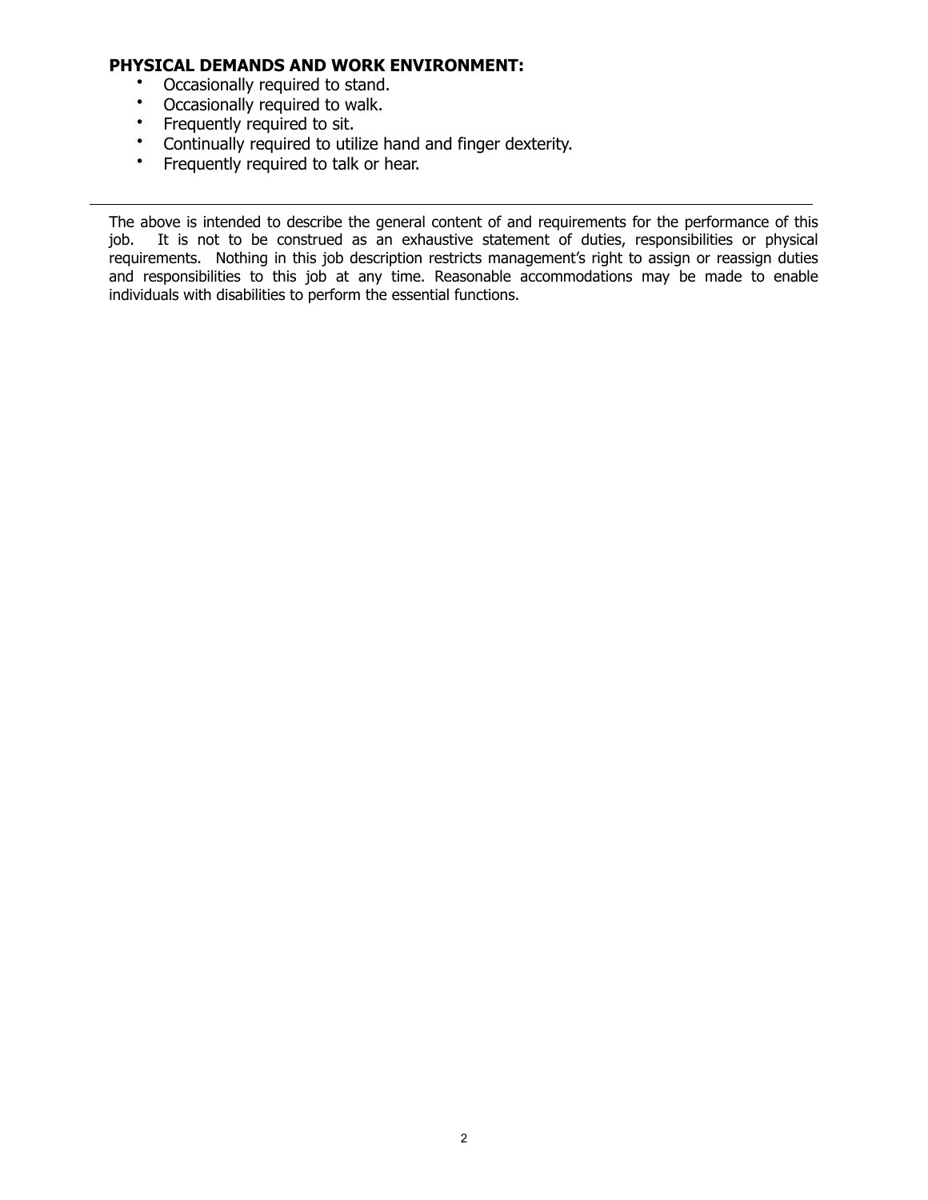**PHYSICAL DEMANDS AND WORK ENVIRONMENT:**

- Occasionally required to stand.
- Occasionally required to walk.
- Frequently required to sit.
- Continually required to utilize hand and finger dexterity.
- Frequently required to talk or hear.

---

The above is intended to describe the general content of and requirements for the performance of this job. It is not to be construed as an exhaustive statement of duties, responsibilities or physical requirements. Nothing in this job description restricts management's right to assign or reassign duties and responsibilities to this job at any time. Reasonable accommodations may be made to enable individuals with disabilities to perform the essential functions.